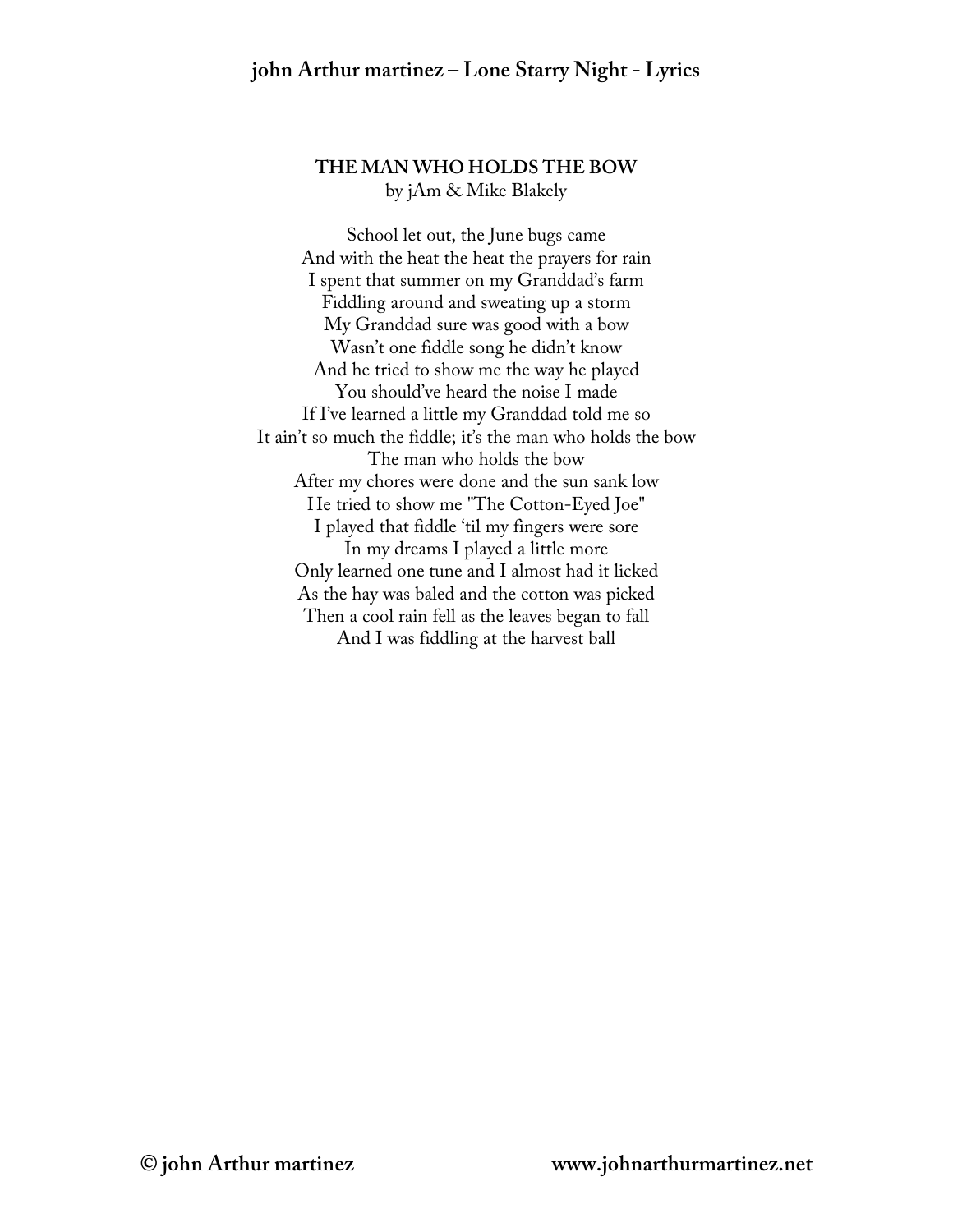## THE MAN WHO HOLDS THE BOW

by jAm & Mike Blakely

School let out, the June bugs came  
And with the heat the heat the prayers for rain  
I spent that summer on my Granddad's farm  
Fiddling around and sweating up a storm  
My Granddad sure was good with a bow  
Wasn't one fiddle song he didn't know  
And he tried to show me the way he played  
You should've heard the noise I made  
If I've learned a little my Granddad told me so  
It ain't so much the fiddle; it's the man who holds the bow  
The man who holds the bow  
After my chores were done and the sun sank low  
He tried to show me "The Cotton-Eyed Joe"  
I played that fiddle 'til my fingers were sore  
In my dreams I played a little more  
Only learned one tune and I almost had it licked  
As the hay was baled and the cotton was picked  
Then a cool rain fell as the leaves began to fall  
And I was fiddling at the harvest ball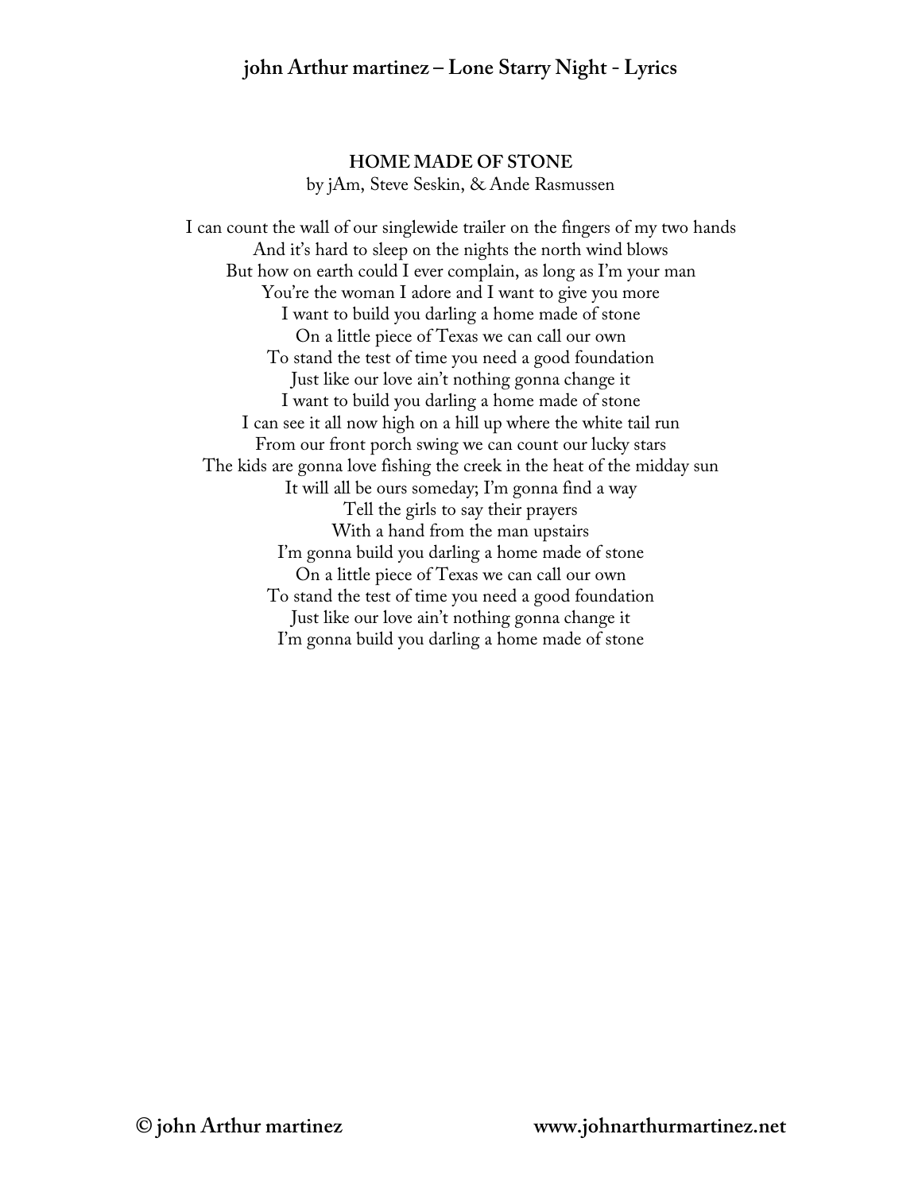## HOME MADE OF STONE

by jAm, Steve Seskin, & Ande Rasmussen

I can count the wall of our singlewide trailer on the fingers of my two hands
And it's hard to sleep on the nights the north wind blows
But how on earth could I ever complain, as long as I'm your man
You're the woman I adore and I want to give you more
I want to build you darling a home made of stone
On a little piece of Texas we can call our own
To stand the test of time you need a good foundation
Just like our love ain't nothing gonna change it
I want to build you darling a home made of stone
I can see it all now high on a hill up where the white tail run
From our front porch swing we can count our lucky stars
The kids are gonna love fishing the creek in the heat of the midday sun
It will all be ours someday; I'm gonna find a way
Tell the girls to say their prayers
With a hand from the man upstairs
I'm gonna build you darling a home made of stone
On a little piece of Texas we can call our own
To stand the test of time you need a good foundation
Just like our love ain't nothing gonna change it
I'm gonna build you darling a home made of stone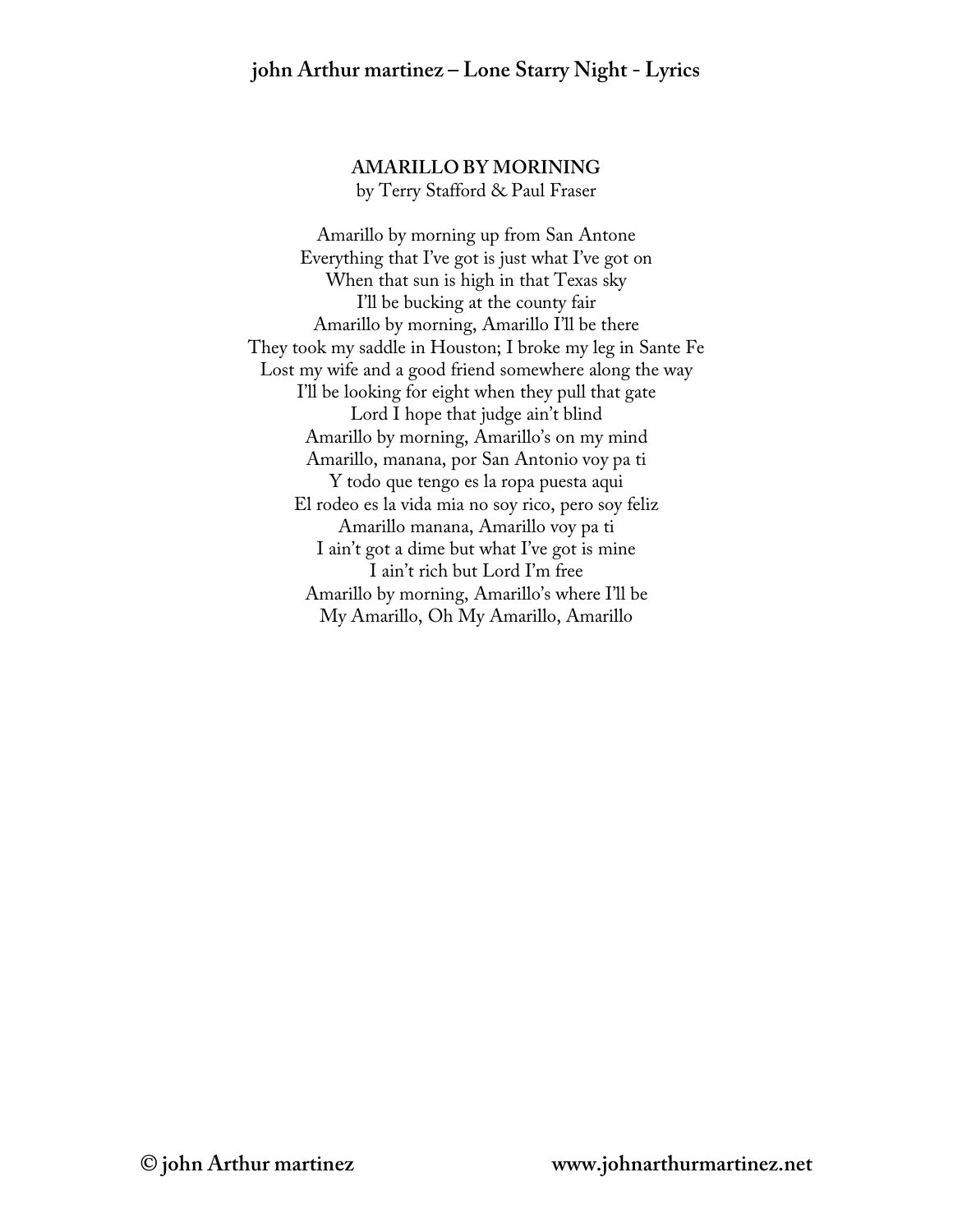## AMARILLO BY MORINING

by Terry Stafford & Paul Fraser

Amarillo by morning up from San Antone
Everything that I've got is just what I've got on
When that sun is high in that Texas sky
I'll be bucking at the county fair
Amarillo by morning, Amarillo I'll be there
They took my saddle in Houston; I broke my leg in Sante Fe
Lost my wife and a good friend somewhere along the way
I'll be looking for eight when they pull that gate
Lord I hope that judge ain't blind
Amarillo by morning, Amarillo's on my mind
Amarillo, manana, por San Antonio voy pa ti
Y todo que tengo es la ropa puesta aqui
El rodeo es la vida mia no soy rico, pero soy feliz
Amarillo manana, Amarillo voy pa ti
I ain't got a dime but what I've got is mine
I ain't rich but Lord I'm free
Amarillo by morning, Amarillo's where I'll be
My Amarillo, Oh My Amarillo, Amarillo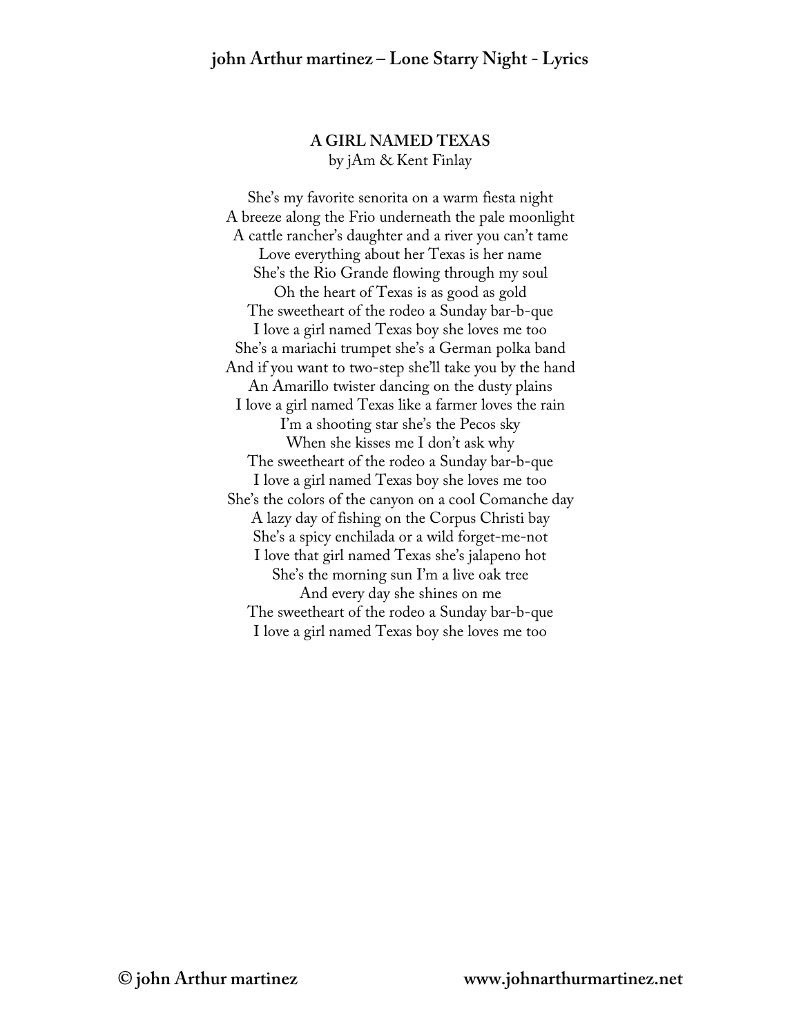## A GIRL NAMED TEXAS

by jAm & Kent Finlay

She's my favorite senorita on a warm fiesta night
A breeze along the Frio underneath the pale moonlight
A cattle rancher's daughter and a river you can't tame
Love everything about her Texas is her name
She's the Rio Grande flowing through my soul
Oh the heart of Texas is as good as gold
The sweetheart of the rodeo a Sunday bar-b-que
I love a girl named Texas boy she loves me too
She's a mariachi trumpet she's a German polka band
And if you want to two-step she'll take you by the hand
An Amarillo twister dancing on the dusty plains
I love a girl named Texas like a farmer loves the rain
I'm a shooting star she's the Pecos sky
When she kisses me I don't ask why
The sweetheart of the rodeo a Sunday bar-b-que
I love a girl named Texas boy she loves me too
She's the colors of the canyon on a cool Comanche day
A lazy day of fishing on the Corpus Christi bay
She's a spicy enchilada or a wild forget-me-not
I love that girl named Texas she's jalapeno hot
She's the morning sun I'm a live oak tree
And every day she shines on me
The sweetheart of the rodeo a Sunday bar-b-que
I love a girl named Texas boy she loves me too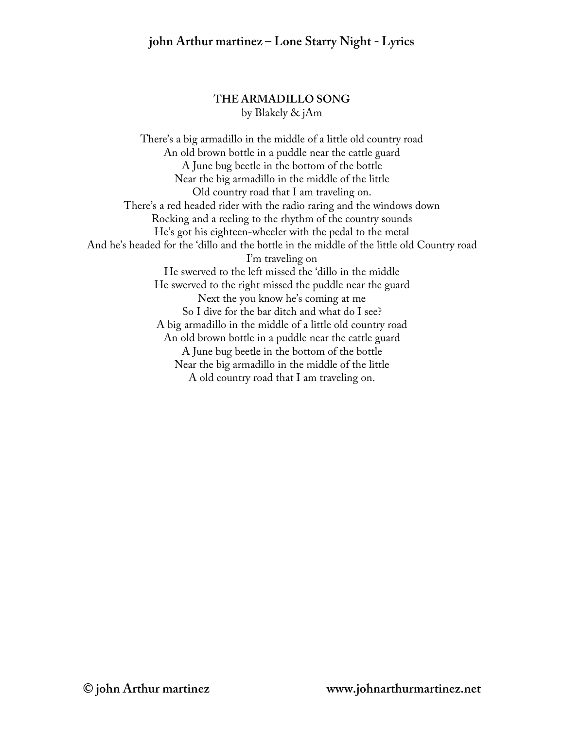## THE ARMADILLO SONG

by Blakely & jAm

There's a big armadillo in the middle of a little old country road
An old brown bottle in a puddle near the cattle guard
A June bug beetle in the bottom of the bottle
Near the big armadillo in the middle of the little
Old country road that I am traveling on.
There's a red headed rider with the radio raring and the windows down
Rocking and a reeling to the rhythm of the country sounds
He's got his eighteen-wheeler with the pedal to the metal
And he's headed for the 'dillo and the bottle in the middle of the little old Country road
I'm traveling on
He swerved to the left missed the 'dillo in the middle
He swerved to the right missed the puddle near the guard
Next the you know he's coming at me
So I dive for the bar ditch and what do I see?
A big armadillo in the middle of a little old country road
An old brown bottle in a puddle near the cattle guard
A June bug beetle in the bottom of the bottle
Near the big armadillo in the middle of the little
A old country road that I am traveling on.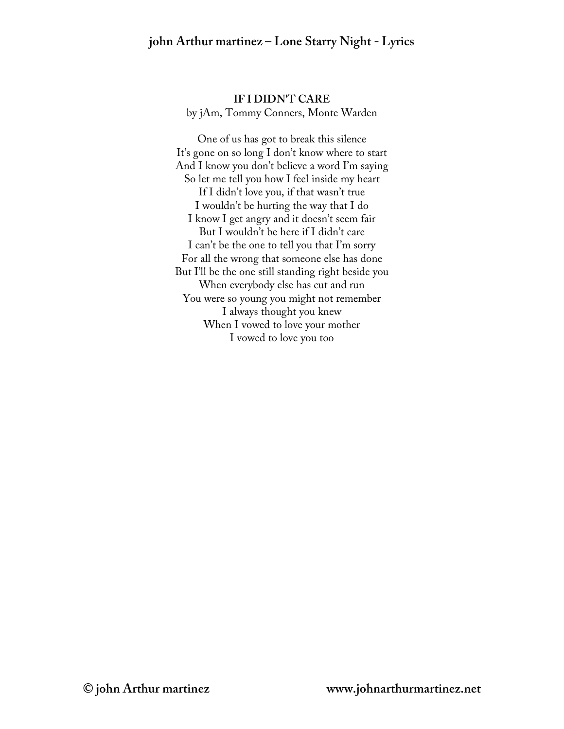## IF I DIDN'T CARE

by jAm, Tommy Conners, Monte Warden

One of us has got to break this silence  
It's gone on so long I don't know where to start  
And I know you don't believe a word I'm saying  
So let me tell you how I feel inside my heart  
If I didn't love you, if that wasn't true  
I wouldn't be hurting the way that I do  
I know I get angry and it doesn't seem fair  
But I wouldn't be here if I didn't care  
I can't be the one to tell you that I'm sorry  
For all the wrong that someone else has done  
But I'll be the one still standing right beside you  
When everybody else has cut and run  
You were so young you might not remember  
I always thought you knew  
When I vowed to love your mother  
I vowed to love you too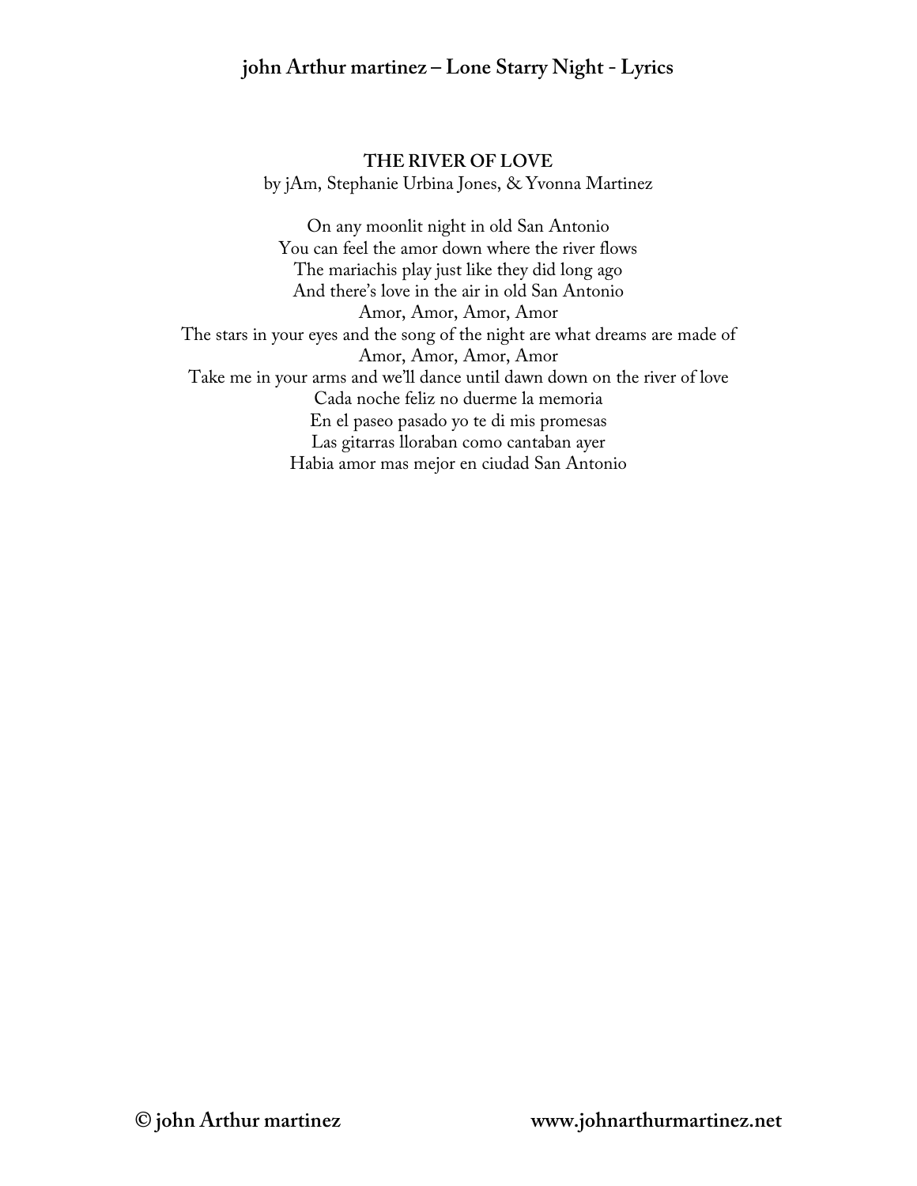**THE RIVER OF LOVE**
by jAm, Stephanie Urbina Jones, & Yvonna Martinez

On any moonlit night in old San Antonio
You can feel the amor down where the river flows
The mariachis play just like they did long ago
And there's love in the air in old San Antonio
Amor, Amor, Amor, Amor
The stars in your eyes and the song of the night are what dreams are made of
Amor, Amor, Amor, Amor
Take me in your arms and we'll dance until dawn down on the river of love
Cada noche feliz no duerme la memoria
En el paseo pasado yo te di mis promesas
Las gitarras lloraban como cantaban ayer
Habia amor mas mejor en ciudad San Antonio

© john Arthur martinez www.johnarthurmartinez.net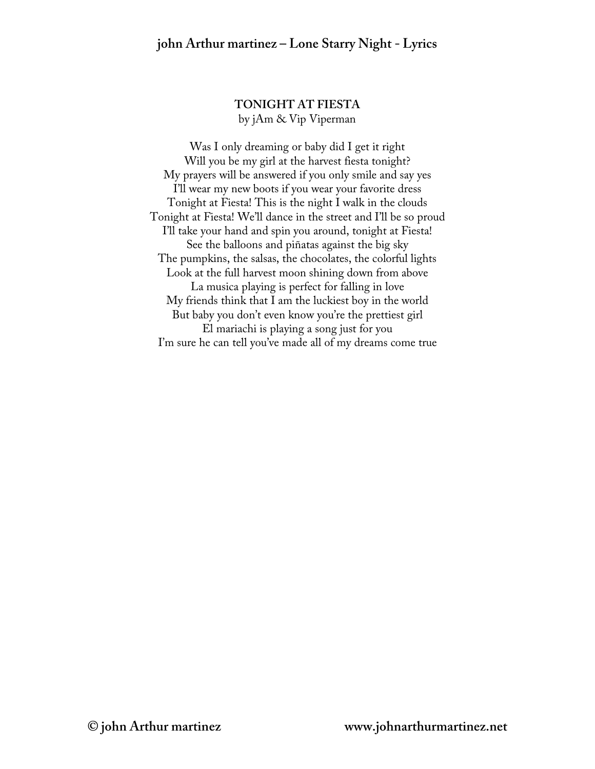## TONIGHT AT FIESTA

by jAm & Vip Viperman

Was I only dreaming or baby did I get it right
Will you be my girl at the harvest fiesta tonight?
My prayers will be answered if you only smile and say yes
I'll wear my new boots if you wear your favorite dress
Tonight at Fiesta! This is the night I walk in the clouds
Tonight at Fiesta! We'll dance in the street and I'll be so proud
I'll take your hand and spin you around, tonight at Fiesta!
See the balloons and piñatas against the big sky
The pumpkins, the salsas, the chocolates, the colorful lights
Look at the full harvest moon shining down from above
La musica playing is perfect for falling in love
My friends think that I am the luckiest boy in the world
But baby you don't even know you're the prettiest girl
El mariachi is playing a song just for you
I'm sure he can tell you've made all of my dreams come true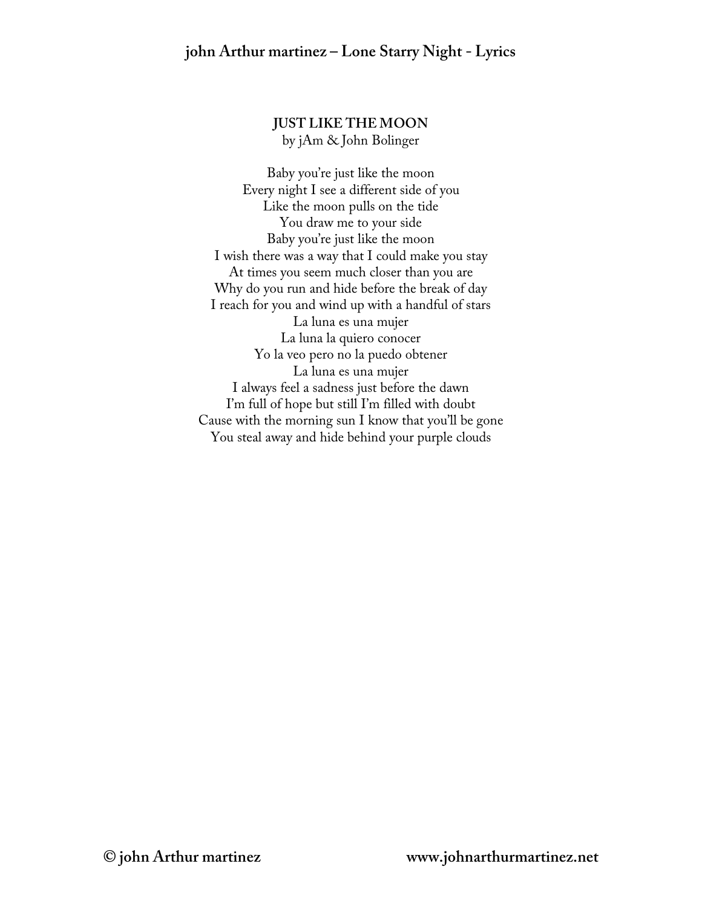## JUST LIKE THE MOON

by jAm & John Bolinger

Baby you're just like the moon
Every night I see a different side of you
Like the moon pulls on the tide
You draw me to your side
Baby you're just like the moon
I wish there was a way that I could make you stay
At times you seem much closer than you are
Why do you run and hide before the break of day
I reach for you and wind up with a handful of stars
La luna es una mujer
La luna la quiero conocer
Yo la veo pero no la puedo obtener
La luna es una mujer
I always feel a sadness just before the dawn
I'm full of hope but still I'm filled with doubt
Cause with the morning sun I know that you'll be gone
You steal away and hide behind your purple clouds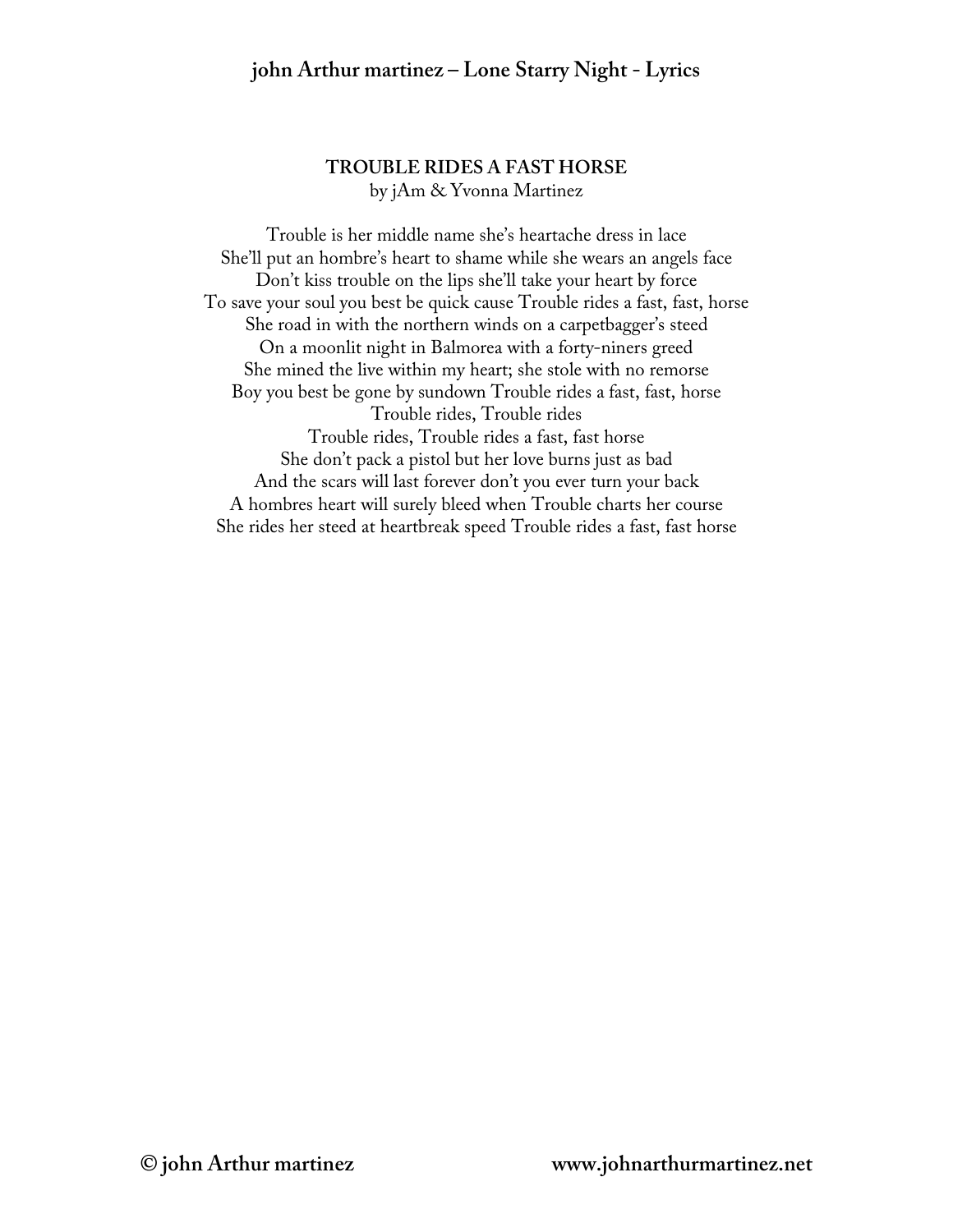## TROUBLE RIDES A FAST HORSE

by jAm & Yvonna Martinez

Trouble is her middle name she's heartache dress in lace
She'll put an hombre's heart to shame while she wears an angels face
Don't kiss trouble on the lips she'll take your heart by force
To save your soul you best be quick cause Trouble rides a fast, fast, horse
She road in with the northern winds on a carpetbagger's steed
On a moonlit night in Balmorea with a forty-niners greed
She mined the live within my heart; she stole with no remorse
Boy you best be gone by sundown Trouble rides a fast, fast, horse
Trouble rides, Trouble rides
Trouble rides, Trouble rides a fast, fast horse
She don't pack a pistol but her love burns just as bad
And the scars will last forever don't you ever turn your back
A hombres heart will surely bleed when Trouble charts her course
She rides her steed at heartbreak speed Trouble rides a fast, fast horse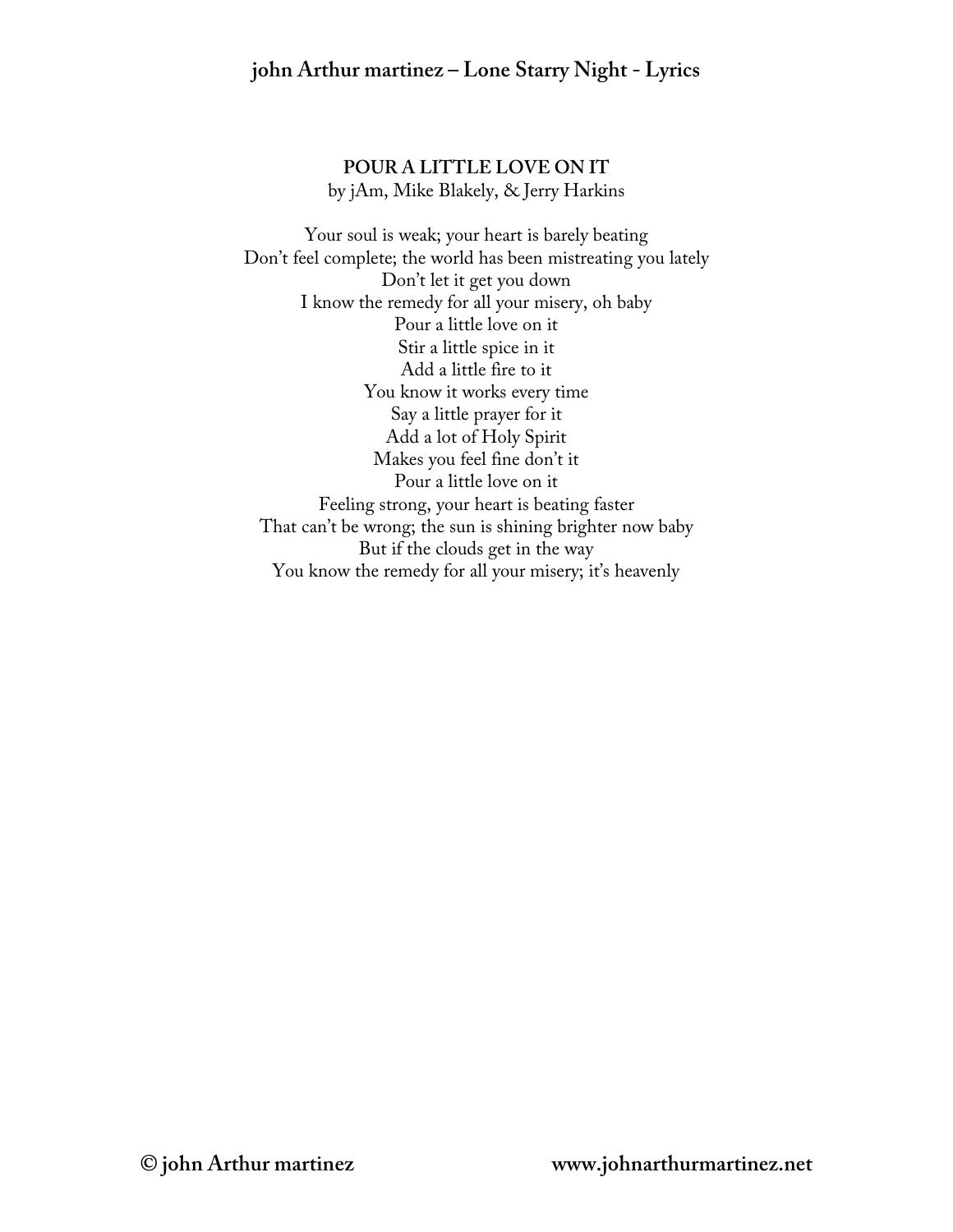## POUR A LITTLE LOVE ON IT

by jAm, Mike Blakely, & Jerry Harkins

Your soul is weak; your heart is barely beating  
Don't feel complete; the world has been mistreating you lately  
Don't let it get you down  
I know the remedy for all your misery, oh baby  
Pour a little love on it  
Stir a little spice in it  
Add a little fire to it  
You know it works every time  
Say a little prayer for it  
Add a lot of Holy Spirit  
Makes you feel fine don't it  
Pour a little love on it  
Feeling strong, your heart is beating faster  
That can't be wrong; the sun is shining brighter now baby  
But if the clouds get in the way  
You know the remedy for all your misery; it's heavenly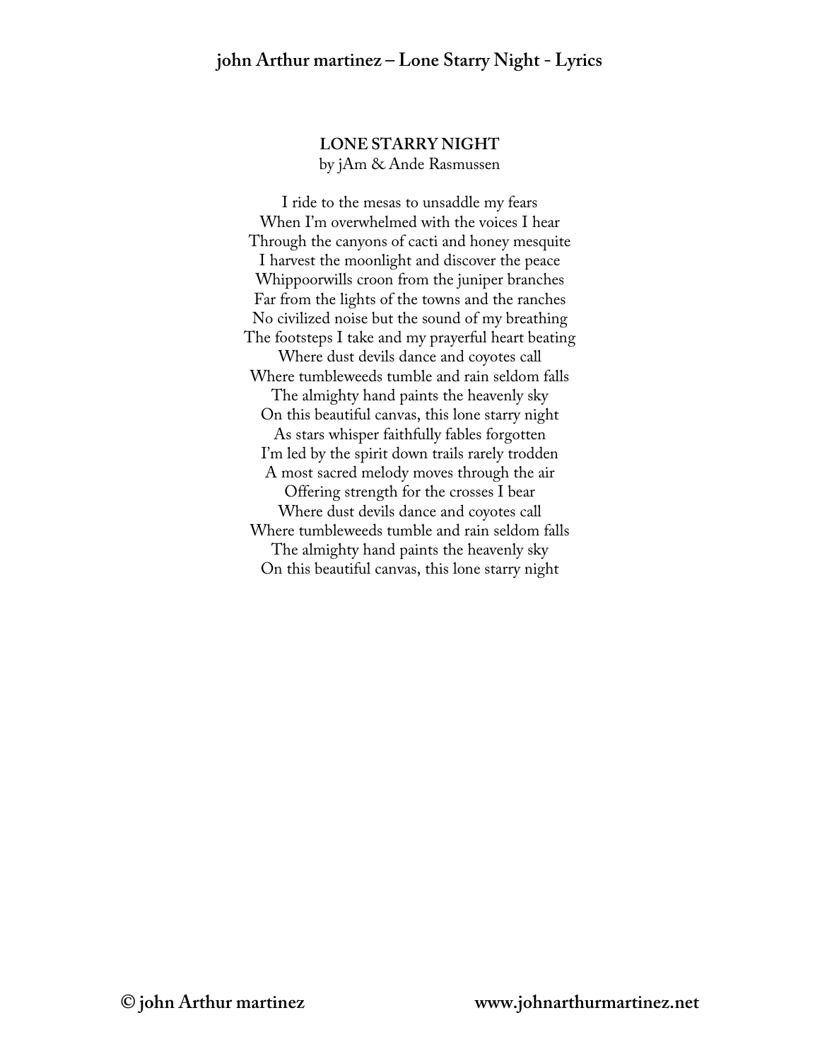## LONE STARRY NIGHT

by jAm & Ande Rasmussen

I ride to the mesas to unsaddle my fears
When I'm overwhelmed with the voices I hear
Through the canyons of cacti and honey mesquite
I harvest the moonlight and discover the peace
Whippoorwills croon from the juniper branches
Far from the lights of the towns and the ranches
No civilized noise but the sound of my breathing
The footsteps I take and my prayerful heart beating
Where dust devils dance and coyotes call
Where tumbleweeds tumble and rain seldom falls
The almighty hand paints the heavenly sky
On this beautiful canvas, this lone starry night
As stars whisper faithfully fables forgotten
I'm led by the spirit down trails rarely trodden
A most sacred melody moves through the air
Offering strength for the crosses I bear
Where dust devils dance and coyotes call
Where tumbleweeds tumble and rain seldom falls
The almighty hand paints the heavenly sky
On this beautiful canvas, this lone starry night